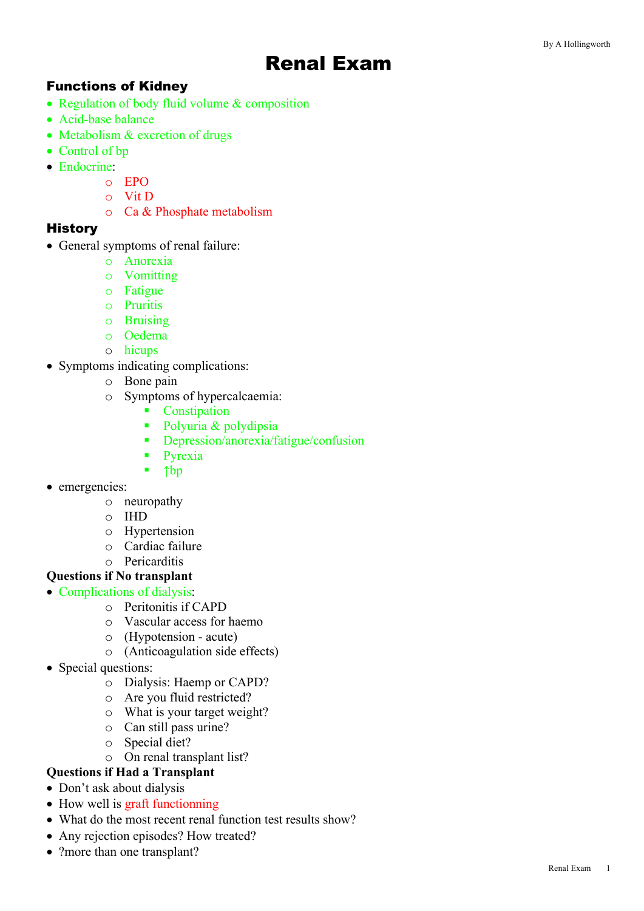# Renal Exam

## Functions of Kidney

- Regulation of body fluid volume & composition
- Acid-base balance
- Metabolism & excretion of drugs
- Control of bp
- Endocrine:
  - EPO
  - Vit D
  - Ca & Phosphate metabolism

## History

- General symptoms of renal failure:
  - Anorexia
  - Vomitting
  - Fatigue
  - Pruritis
  - Bruising
  - Oedema
  - hicups
- Symptoms indicating complications:
  - Bone pain
  - Symptoms of hypercalcaemia:
    - Constipation
    - Polyuria & polydipsia
    - Depression/anorexia/fatigue/confusion
    - Pyrexia
    - ↑bp
- emergencies:
  - neuropathy
  - IHD
  - Hypertension
  - Cardiac failure
  - Pericarditis

**Questions if No transplant**

- Complications of dialysis:
  - Peritonitis if CAPD
  - Vascular access for haemo
  - (Hypotension - acute)
  - (Anticoagulation side effects)
- Special questions:
  - Dialysis: Haemp or CAPD?
  - Are you fluid restricted?
  - What is your target weight?
  - Can still pass urine?
  - Special diet?
  - On renal transplant list?

**Questions if Had a Transplant**

- Don't ask about dialysis
- How well is graft functionning
- What do the most recent renal function test results show?
- Any rejection episodes? How treated?
- ?more than one transplant?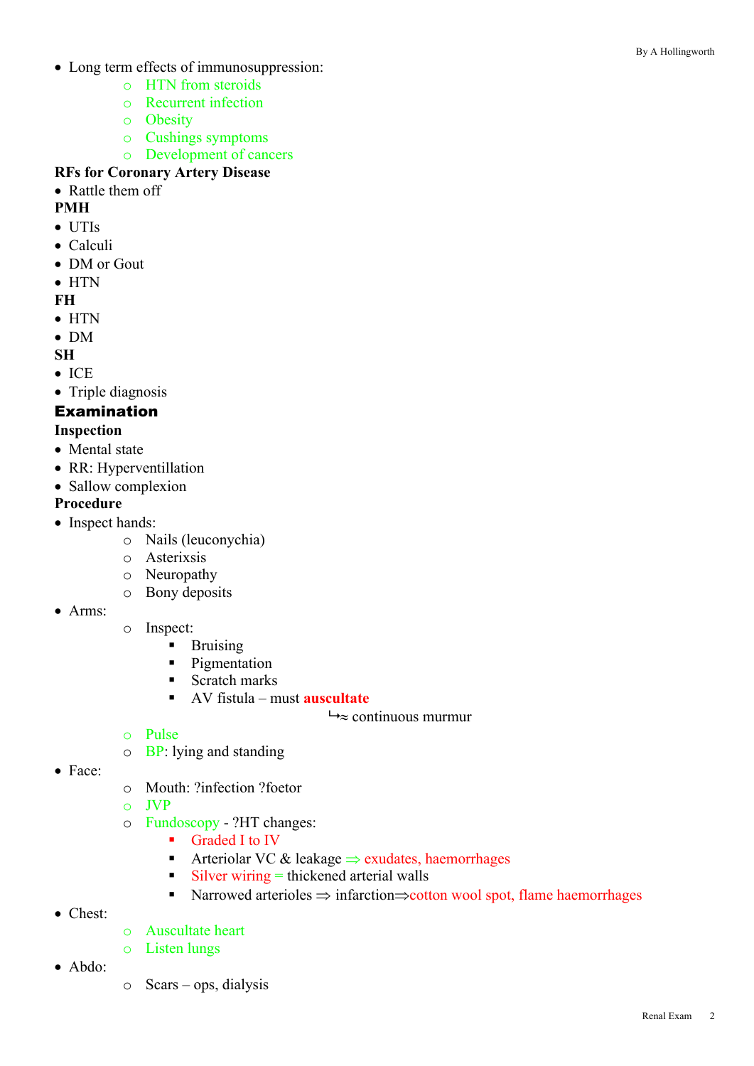- Long term effects of immunosuppression:
    - HTN from steroids
    - Recurrent infection
    - Obesity
    - Cushings symptoms
    - Development of cancers

**RFs for Coronary Artery Disease**

- Rattle them off

**PMH**

- UTIs
- Calculi
- DM or Gout
- HTN

**FH**

- HTN
- DM

**SH**

- ICE
- Triple diagnosis

## Examination

**Inspection**

- Mental state
- RR: Hyperventillation
- Sallow complexion

**Procedure**

- Inspect hands:
    - Nails (leuconychia)
    - Asterixsis
    - Neuropathy
    - Bony deposits
- Arms:
    - Inspect:
        - Bruising
        - Pigmentation
        - Scratch marks
        - AV fistula – must **auscultate**
          ↳≈ continuous murmur
    - Pulse
    - BP: lying and standing
- Face:
    - Mouth: ?infection ?foetor
    - JVP
    - Fundoscopy - ?HT changes:
        - Graded I to IV
        - Arteriolar VC & leakage ⇒ exudates, haemorrhages
        - Silver wiring = thickened arterial walls
        - Narrowed arterioles ⇒ infarction⇒cotton wool spot, flame haemorrhages
- Chest:
    - Auscultate heart
    - Listen lungs
- Abdo:
    - Scars – ops, dialysis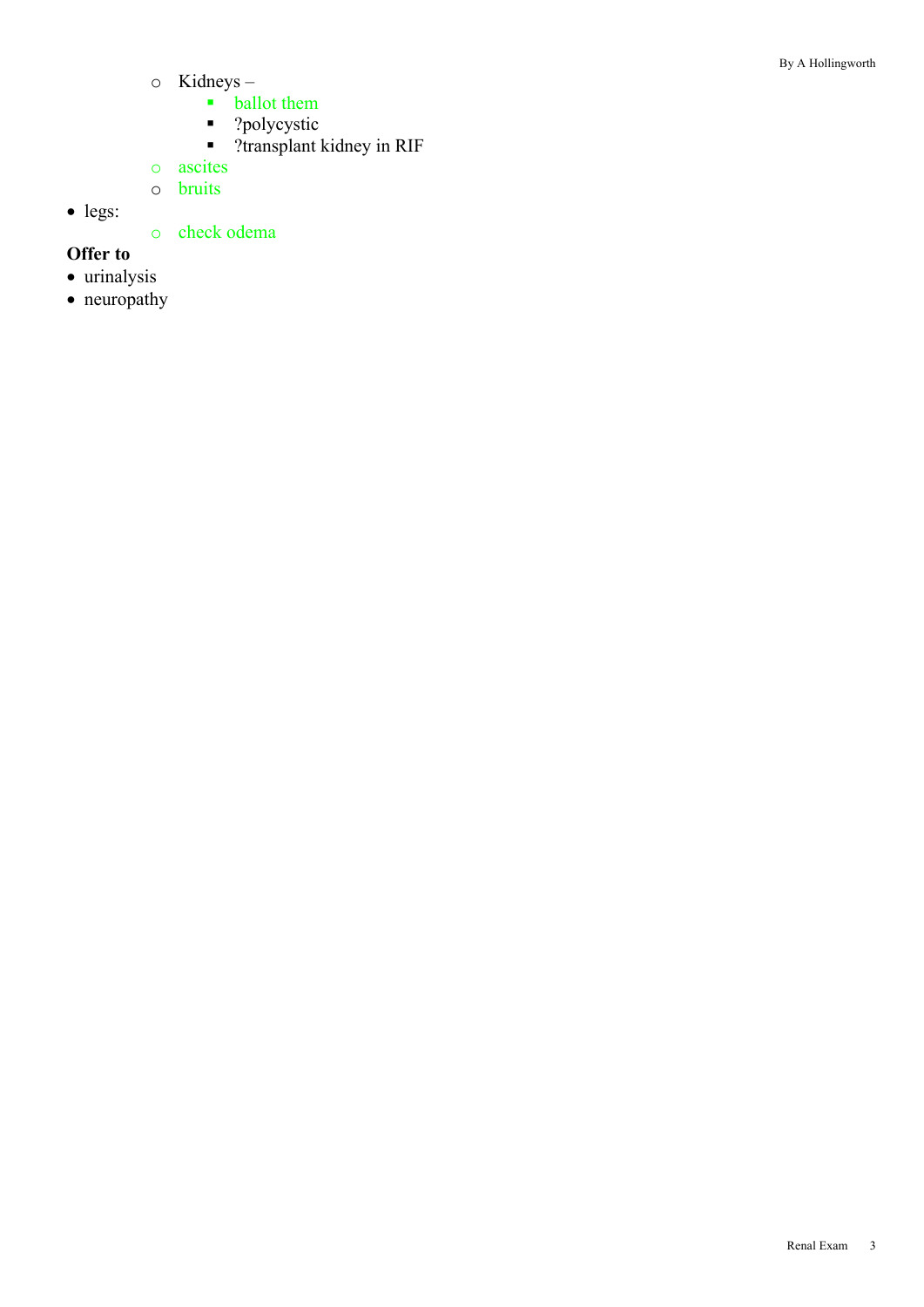- Kidneys –
        - ballot them
        - ?polycystic
        - ?transplant kidney in RIF
    - ascites
    - bruits
- legs:
    - check odema

**Offer to**

- urinalysis
- neuropathy